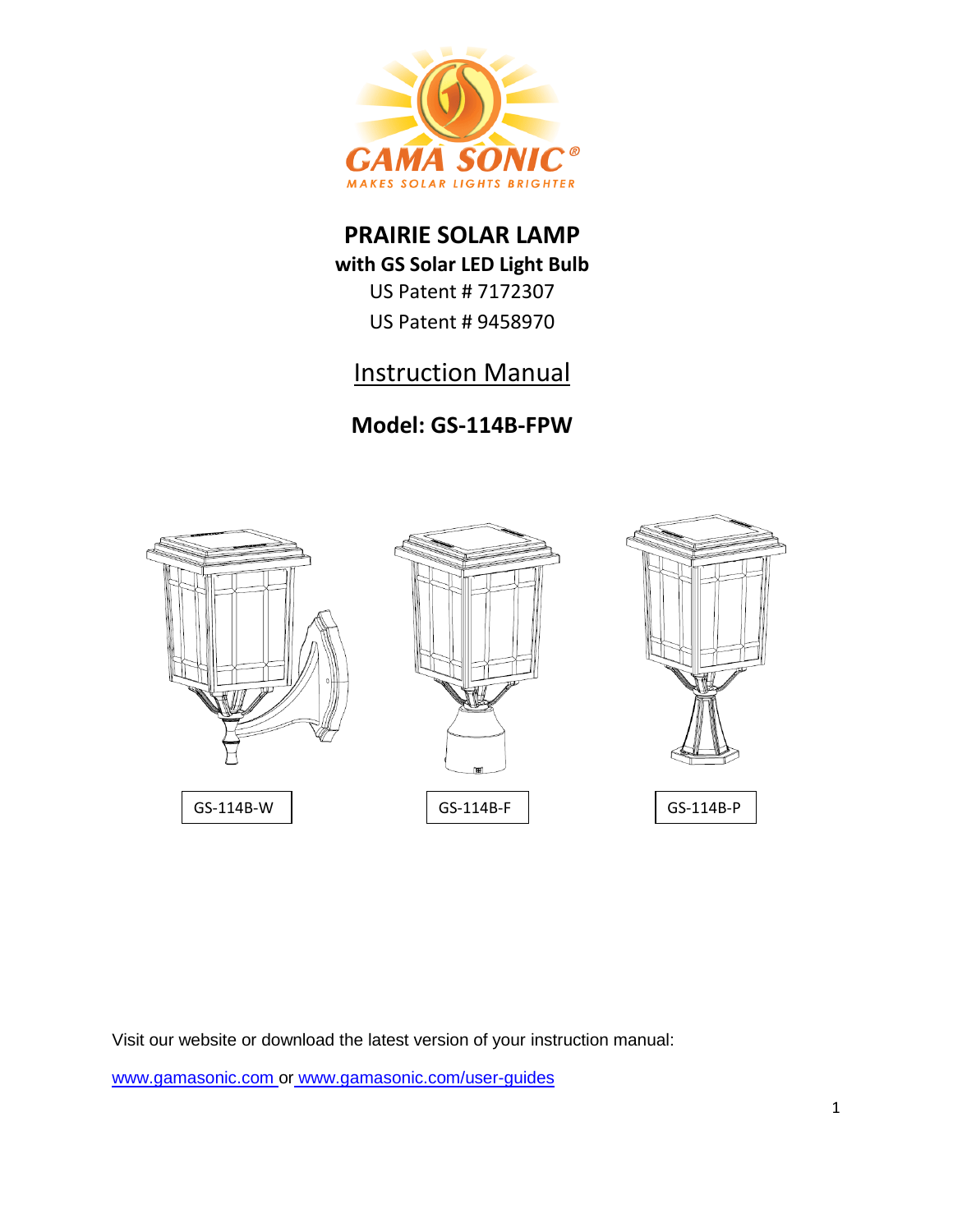GAMA SONIC®

MAKES SOLAR LIGHTS BRIGHTER

# PRAIRIE SOLAR LAMP

**with GS Solar LED Light Bulb**

US Patent # 7172307

US Patent # 9458970

## Instruction Manual

## Model: GS-114B-FPW

GS-114B-W

GS-114B-F

GS-114B-P

Visit our website or download the latest version of your instruction manual:

www.gamasonic.com or www.gamasonic.com/user-guides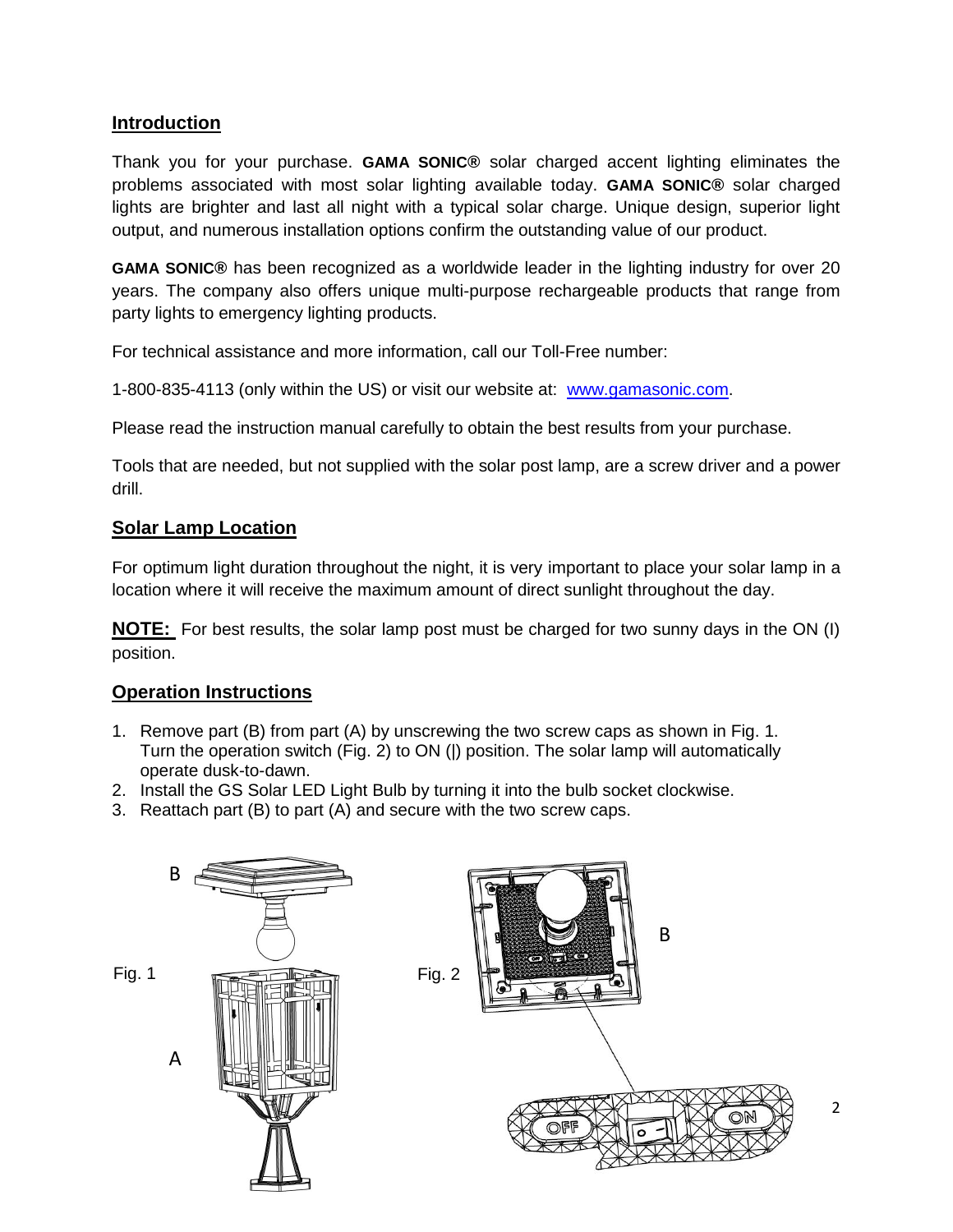## Introduction

Thank you for your purchase. **GAMA SONIC®** solar charged accent lighting eliminates the problems associated with most solar lighting available today. **GAMA SONIC®** solar charged lights are brighter and last all night with a typical solar charge. Unique design, superior light output, and numerous installation options confirm the outstanding value of our product.

**GAMA SONIC®** has been recognized as a worldwide leader in the lighting industry for over 20 years. The company also offers unique multi-purpose rechargeable products that range from party lights to emergency lighting products.

For technical assistance and more information, call our Toll-Free number:

1-800-835-4113 (only within the US) or visit our website at: www.gamasonic.com.

Please read the instruction manual carefully to obtain the best results from your purchase.

Tools that are needed, but not supplied with the solar post lamp, are a screw driver and a power drill.

## Solar Lamp Location

For optimum light duration throughout the night, it is very important to place your solar lamp in a location where it will receive the maximum amount of direct sunlight throughout the day.

**NOTE:** For best results, the solar lamp post must be charged for two sunny days in the ON (I) position.

## Operation Instructions

1. Remove part (B) from part (A) by unscrewing the two screw caps as shown in Fig. 1. Turn the operation switch (Fig. 2) to ON (|) position. The solar lamp will automatically operate dusk-to-dawn.
2. Install the GS Solar LED Light Bulb by turning it into the bulb socket clockwise.
3. Reattach part (B) to part (A) and secure with the two screw caps.

Fig. 1

Fig. 2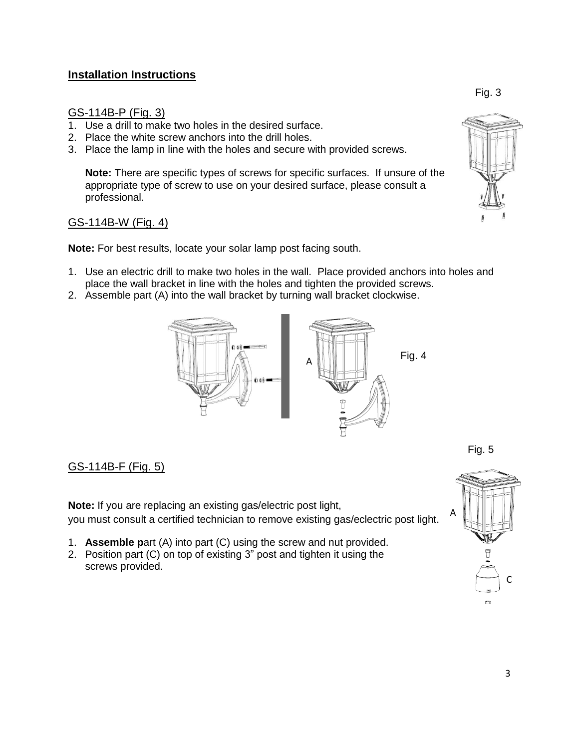## Installation Instructions

Fig. 3

### GS-114B-P (Fig. 3)

1. Use a drill to make two holes in the desired surface.
2. Place the white screw anchors into the drill holes.
3. Place the lamp in line with the holes and secure with provided screws.

   **Note:** There are specific types of screws for specific surfaces. If unsure of the appropriate type of screw to use on your desired surface, please consult a professional.

### GS-114B-W (Fig. 4)

**Note:** For best results, locate your solar lamp post facing south.

1. Use an electric drill to make two holes in the wall. Place provided anchors into holes and place the wall bracket in line with the holes and tighten the provided screws.
2. Assemble part (A) into the wall bracket by turning wall bracket clockwise.

A

Fig. 4

Fig. 5

### GS-114B-F (Fig. 5)

**Note:** If you are replacing an existing gas/electric post light, you must consult a certified technician to remove existing gas/eclectric post light.

1. **Assemble p**art (A) into part (C) using the screw and nut provided.
2. Position part (C) on top of existing 3" post and tighten it using the screws provided.

A

C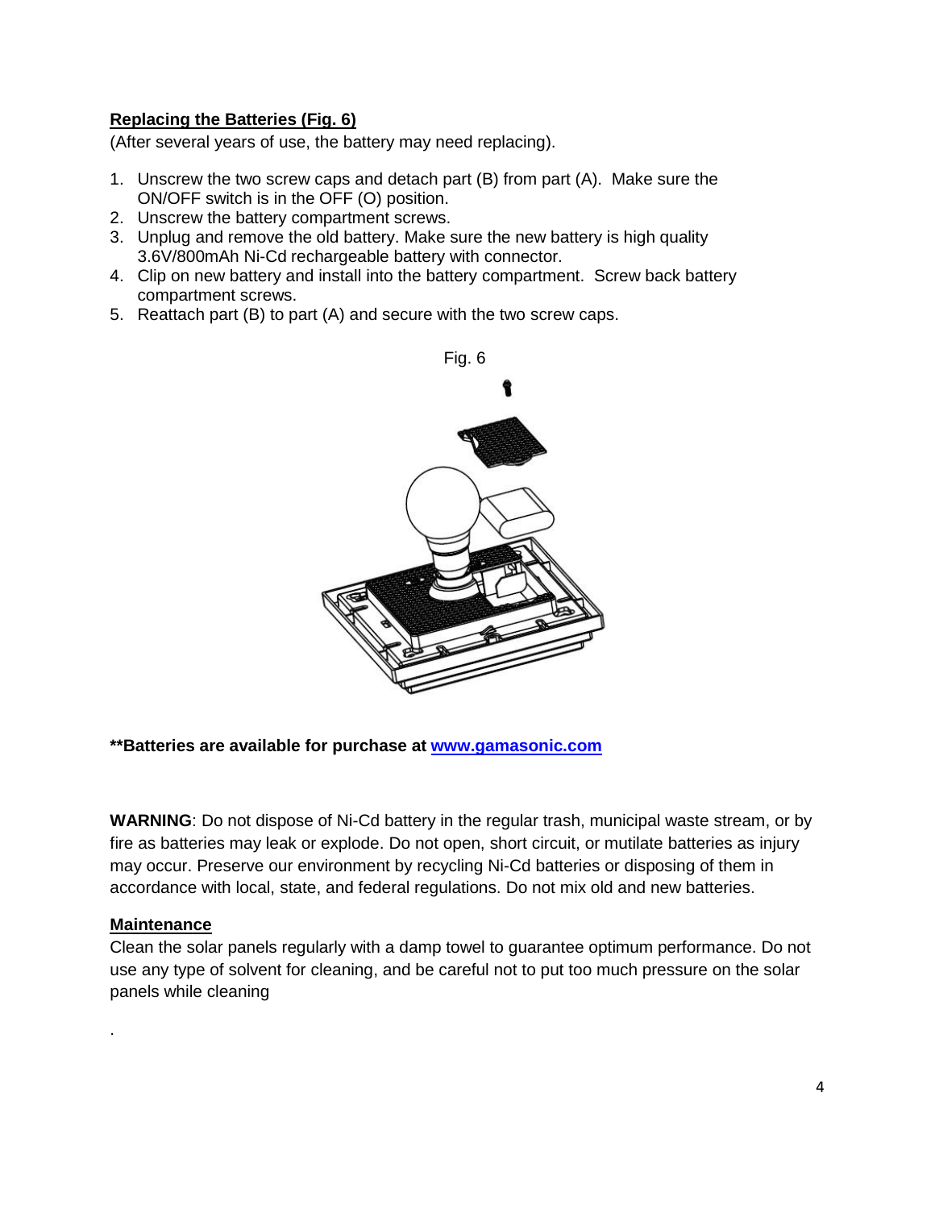**Replacing the Batteries (Fig. 6)**

(After several years of use, the battery may need replacing).

1. Unscrew the two screw caps and detach part (B) from part (A). Make sure the ON/OFF switch is in the OFF (O) position.
2. Unscrew the battery compartment screws.
3. Unplug and remove the old battery. Make sure the new battery is high quality 3.6V/800mAh Ni-Cd rechargeable battery with connector.
4. Clip on new battery and install into the battery compartment. Screw back battery compartment screws.
5. Reattach part (B) to part (A) and secure with the two screw caps.

Fig. 6

****Batteries are available for purchase at [www.gamasonic.com](http://www.gamasonic.com)**

**WARNING**: Do not dispose of Ni-Cd battery in the regular trash, municipal waste stream, or by fire as batteries may leak or explode. Do not open, short circuit, or mutilate batteries as injury may occur. Preserve our environment by recycling Ni-Cd batteries or disposing of them in accordance with local, state, and federal regulations. Do not mix old and new batteries.

**Maintenance**

Clean the solar panels regularly with a damp towel to guarantee optimum performance. Do not use any type of solvent for cleaning, and be careful not to put too much pressure on the solar panels while cleaning

.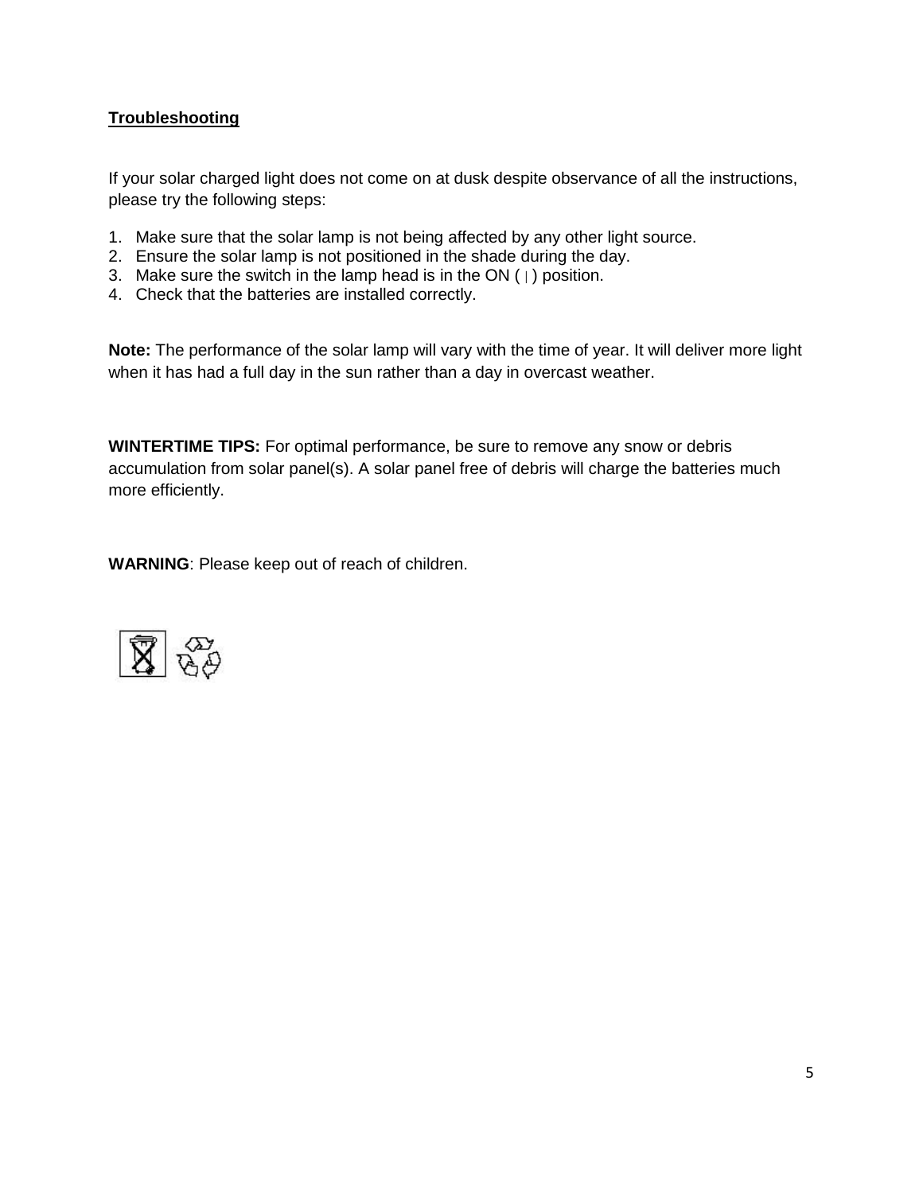**<u>Troubleshooting</u>**

If your solar charged light does not come on at dusk despite observance of all the instructions, please try the following steps:

1. Make sure that the solar lamp is not being affected by any other light source.
2. Ensure the solar lamp is not positioned in the shade during the day.
3. Make sure the switch in the lamp head is in the ON ( | ) position.
4. Check that the batteries are installed correctly.

**Note:** The performance of the solar lamp will vary with the time of year. It will deliver more light when it has had a full day in the sun rather than a day in overcast weather.

**WINTERTIME TIPS:** For optimal performance, be sure to remove any snow or debris accumulation from solar panel(s). A solar panel free of debris will charge the batteries much more efficiently.

**WARNING**: Please keep out of reach of children.